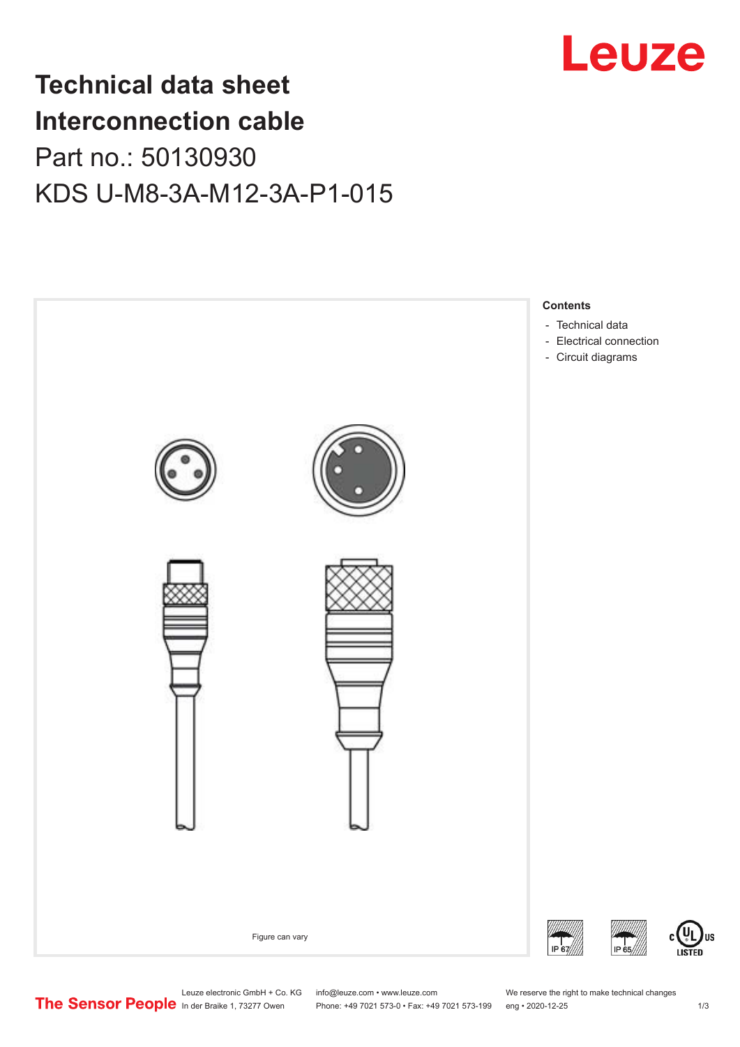# Technical data sheet

# Interconnection cable

## Part no.: 50130930

## KDS U-M8-3A-M12-3A-P1-015

Figure can vary

**Contents**

- Technical data
- Electrical connection
- Circuit diagrams

IP 67 IP 65 c UL US LISTED

The Sensor People

Leuze electronic GmbH + Co. KG
In der Braike 1, 73277 Owen

info@leuze.com • www.leuze.com
Phone: +49 7021 573-0 • Fax: +49 7021 573-199

We reserve the right to make technical changes
eng • 2020-12-25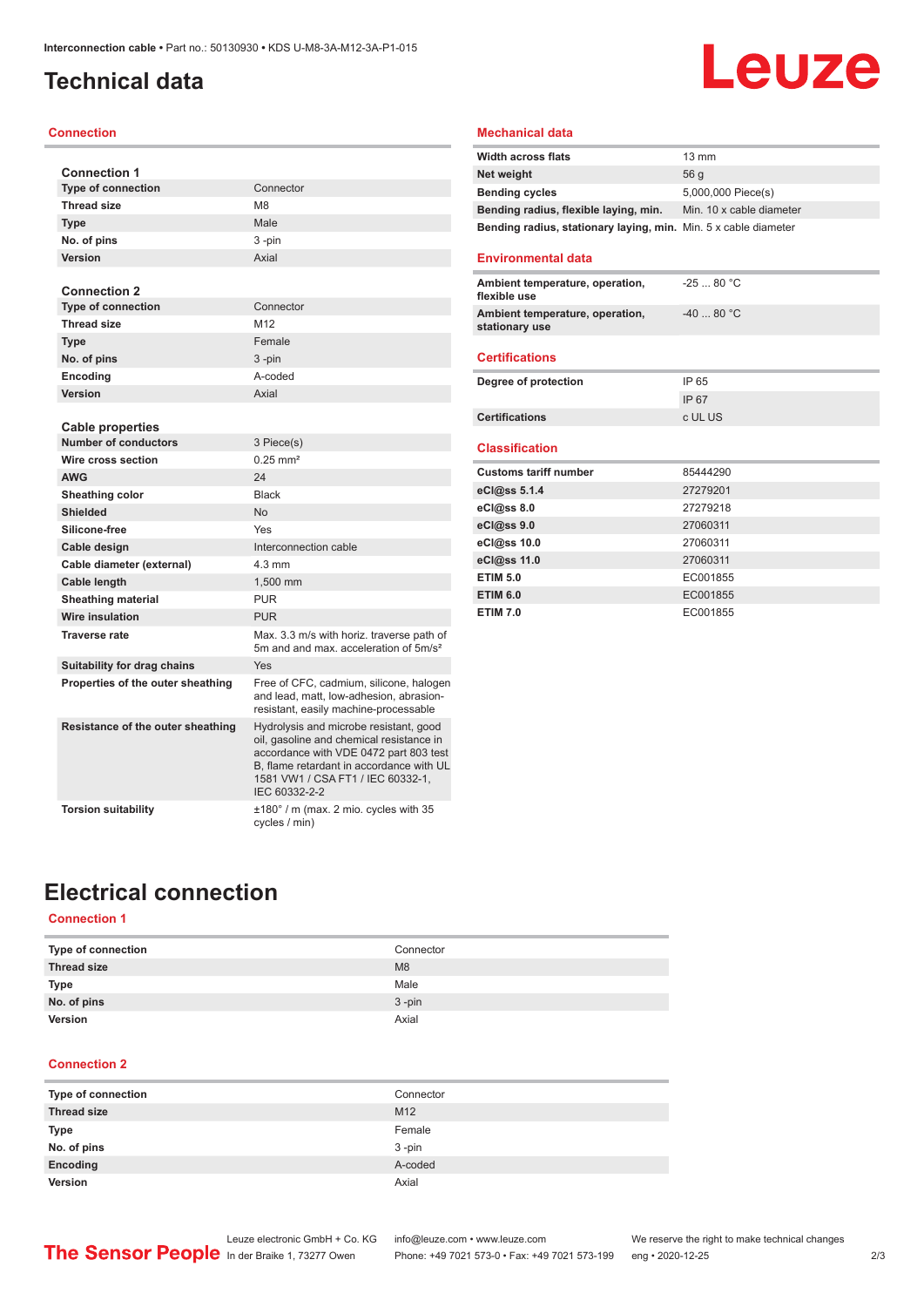# Technical data

## Connection

### Connection 1

| | |
|---|---|
| Type of connection | Connector |
| Thread size | M8 |
| Type | Male |
| No. of pins | 3 -pin |
| Version | Axial |

### Connection 2

| | |
|---|---|
| Type of connection | Connector |
| Thread size | M12 |
| Type | Female |
| No. of pins | 3 -pin |
| Encoding | A-coded |
| Version | Axial |

### Cable properties

| | |
|---|---|
| Number of conductors | 3 Piece(s) |
| Wire cross section | 0.25 mm² |
| AWG | 24 |
| Sheathing color | Black |
| Shielded | No |
| Silicone-free | Yes |
| Cable design | Interconnection cable |
| Cable diameter (external) | 4.3 mm |
| Cable length | 1,500 mm |
| Sheathing material | PUR |
| Wire insulation | PUR |
| Traverse rate | Max. 3.3 m/s with horiz. traverse path of 5m and and max. acceleration of 5m/s² |
| Suitability for drag chains | Yes |
| Properties of the outer sheathing | Free of CFC, cadmium, silicone, halogen and lead, matt, low-adhesion, abrasion-resistant, easily machine-processable |
| Resistance of the outer sheathing | Hydrolysis and microbe resistant, good oil, gasoline and chemical resistance in accordance with VDE 0472 part 803 test B, flame retardant in accordance with UL 1581 VW1 / CSA FT1 / IEC 60332-1, IEC 60332-2-2 |
| Torsion suitability | ±180° / m (max. 2 mio. cycles with 35 cycles / min) |

## Mechanical data

| | |
|---|---|
| Width across flats | 13 mm |
| Net weight | 56 g |
| Bending cycles | 5,000,000 Piece(s) |
| Bending radius, flexible laying, min. | Min. 10 x cable diameter |
| Bending radius, stationary laying, min. | Min. 5 x cable diameter |

## Environmental data

| | |
|---|---|
| Ambient temperature, operation, flexible use | -25 ... 80 °C |
| Ambient temperature, operation, stationary use | -40 ... 80 °C |

## Certifications

| | |
|---|---|
| Degree of protection | IP 65 |
| | IP 67 |
| Certifications | c UL US |

## Classification

| | |
|---|---|
| Customs tariff number | 85444290 |
| eCl@ss 5.1.4 | 27279201 |
| eCl@ss 8.0 | 27279218 |
| eCl@ss 9.0 | 27060311 |
| eCl@ss 10.0 | 27060311 |
| eCl@ss 11.0 | 27060311 |
| ETIM 5.0 | EC001855 |
| ETIM 6.0 | EC001855 |
| ETIM 7.0 | EC001855 |

# Electrical connection

## Connection 1

| | |
|---|---|
| Type of connection | Connector |
| Thread size | M8 |
| Type | Male |
| No. of pins | 3 -pin |
| Version | Axial |

## Connection 2

| | |
|---|---|
| Type of connection | Connector |
| Thread size | M12 |
| Type | Female |
| No. of pins | 3 -pin |
| Encoding | A-coded |
| Version | Axial |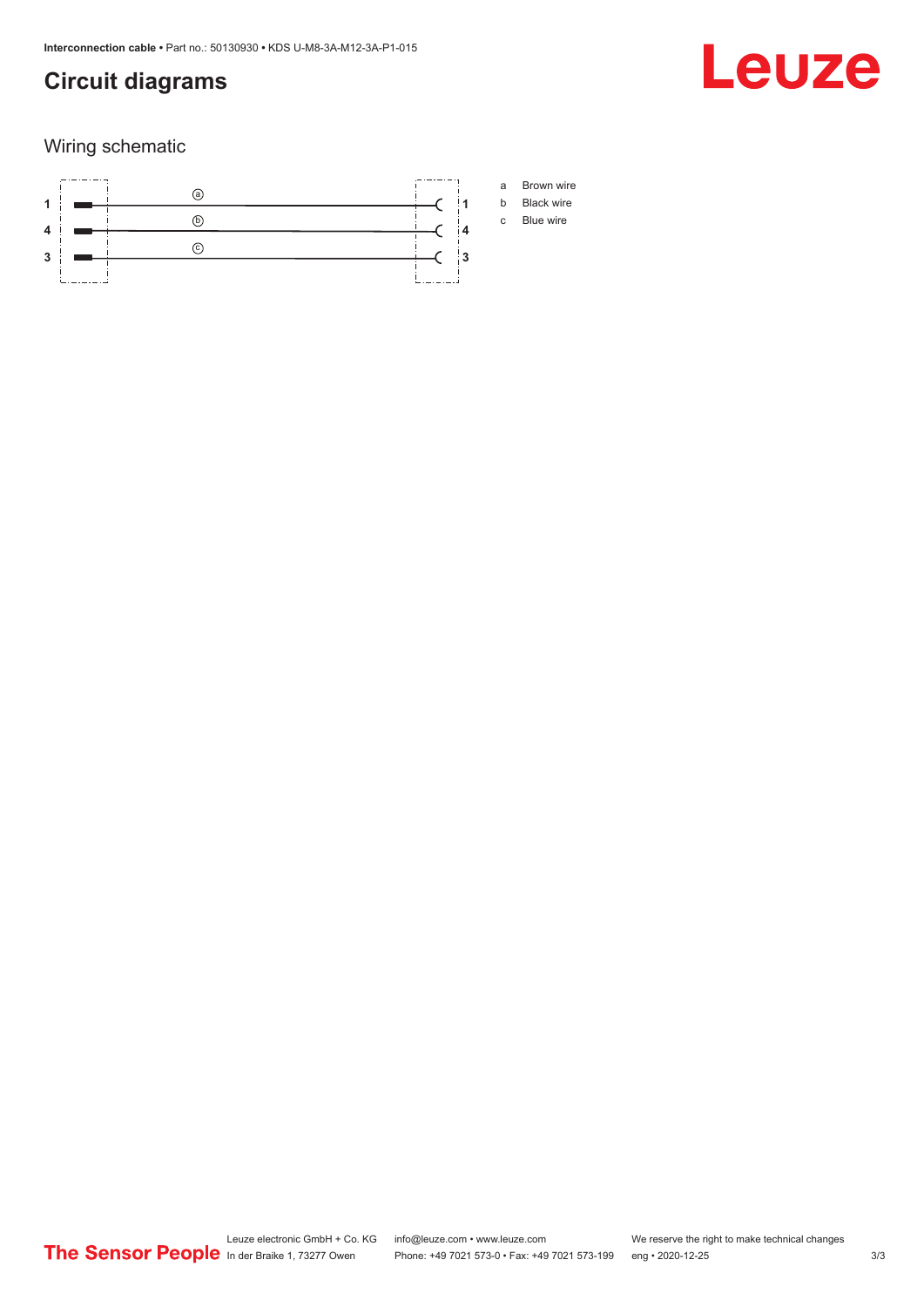## Circuit diagrams

### Wiring schematic

1
4
3

a
b
c

1
4
3

a Brown wire
b Black wire
c Blue wire